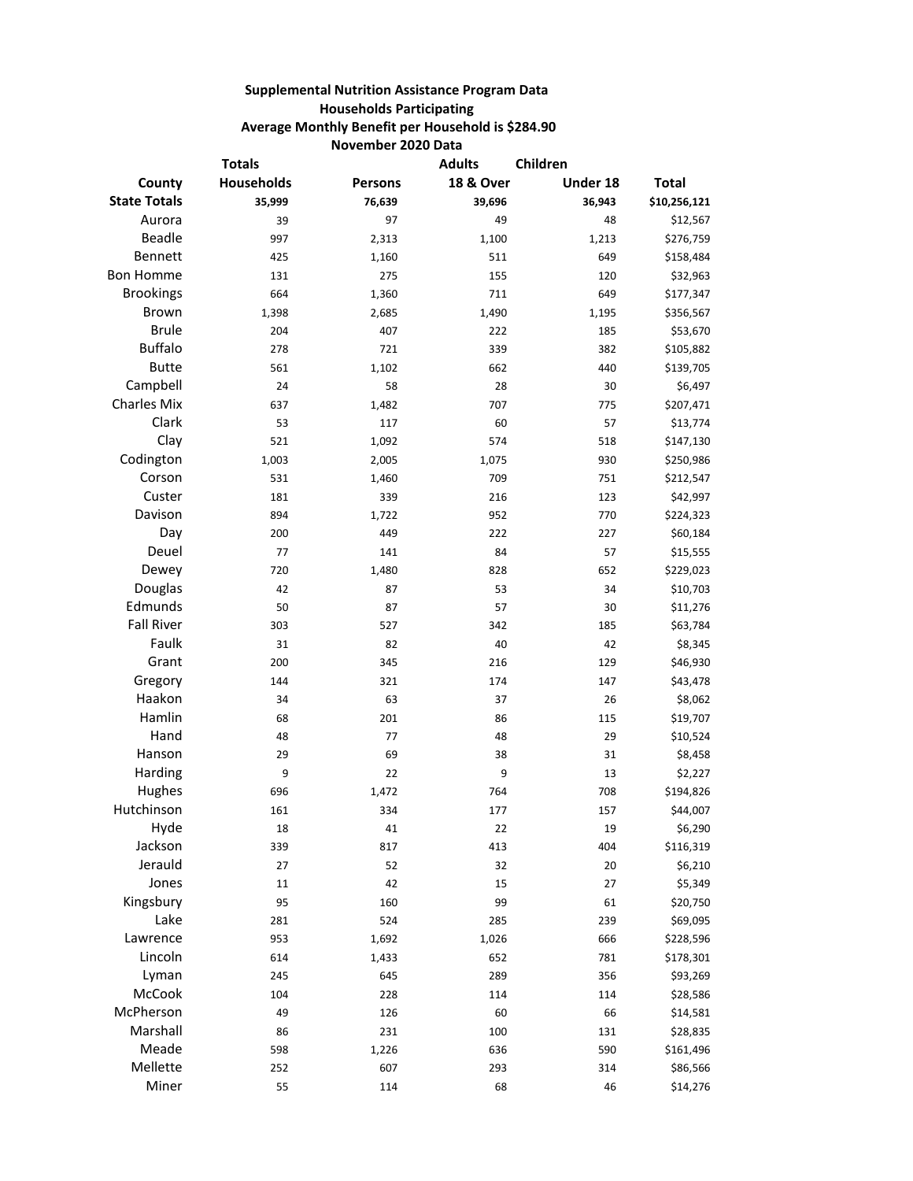**Supplemental Nutrition Assistance Program Data**
**Households Participating**
**Average Monthly Benefit per Household is $284.90**
**November 2020 Data**

| County | Totals Households | Persons | Adults 18 & Over | Children Under 18 | Total |
|---|---|---|---|---|---|
| **State Totals** | **35,999** | **76,639** | **39,696** | **36,943** | **$10,256,121** |
| Aurora | 39 | 97 | 49 | 48 | $12,567 |
| Beadle | 997 | 2,313 | 1,100 | 1,213 | $276,759 |
| Bennett | 425 | 1,160 | 511 | 649 | $158,484 |
| Bon Homme | 131 | 275 | 155 | 120 | $32,963 |
| Brookings | 664 | 1,360 | 711 | 649 | $177,347 |
| Brown | 1,398 | 2,685 | 1,490 | 1,195 | $356,567 |
| Brule | 204 | 407 | 222 | 185 | $53,670 |
| Buffalo | 278 | 721 | 339 | 382 | $105,882 |
| Butte | 561 | 1,102 | 662 | 440 | $139,705 |
| Campbell | 24 | 58 | 28 | 30 | $6,497 |
| Charles Mix | 637 | 1,482 | 707 | 775 | $207,471 |
| Clark | 53 | 117 | 60 | 57 | $13,774 |
| Clay | 521 | 1,092 | 574 | 518 | $147,130 |
| Codington | 1,003 | 2,005 | 1,075 | 930 | $250,986 |
| Corson | 531 | 1,460 | 709 | 751 | $212,547 |
| Custer | 181 | 339 | 216 | 123 | $42,997 |
| Davison | 894 | 1,722 | 952 | 770 | $224,323 |
| Day | 200 | 449 | 222 | 227 | $60,184 |
| Deuel | 77 | 141 | 84 | 57 | $15,555 |
| Dewey | 720 | 1,480 | 828 | 652 | $229,023 |
| Douglas | 42 | 87 | 53 | 34 | $10,703 |
| Edmunds | 50 | 87 | 57 | 30 | $11,276 |
| Fall River | 303 | 527 | 342 | 185 | $63,784 |
| Faulk | 31 | 82 | 40 | 42 | $8,345 |
| Grant | 200 | 345 | 216 | 129 | $46,930 |
| Gregory | 144 | 321 | 174 | 147 | $43,478 |
| Haakon | 34 | 63 | 37 | 26 | $8,062 |
| Hamlin | 68 | 201 | 86 | 115 | $19,707 |
| Hand | 48 | 77 | 48 | 29 | $10,524 |
| Hanson | 29 | 69 | 38 | 31 | $8,458 |
| Harding | 9 | 22 | 9 | 13 | $2,227 |
| Hughes | 696 | 1,472 | 764 | 708 | $194,826 |
| Hutchinson | 161 | 334 | 177 | 157 | $44,007 |
| Hyde | 18 | 41 | 22 | 19 | $6,290 |
| Jackson | 339 | 817 | 413 | 404 | $116,319 |
| Jerauld | 27 | 52 | 32 | 20 | $6,210 |
| Jones | 11 | 42 | 15 | 27 | $5,349 |
| Kingsbury | 95 | 160 | 99 | 61 | $20,750 |
| Lake | 281 | 524 | 285 | 239 | $69,095 |
| Lawrence | 953 | 1,692 | 1,026 | 666 | $228,596 |
| Lincoln | 614 | 1,433 | 652 | 781 | $178,301 |
| Lyman | 245 | 645 | 289 | 356 | $93,269 |
| McCook | 104 | 228 | 114 | 114 | $28,586 |
| McPherson | 49 | 126 | 60 | 66 | $14,581 |
| Marshall | 86 | 231 | 100 | 131 | $28,835 |
| Meade | 598 | 1,226 | 636 | 590 | $161,496 |
| Mellette | 252 | 607 | 293 | 314 | $86,566 |
| Miner | 55 | 114 | 68 | 46 | $14,276 |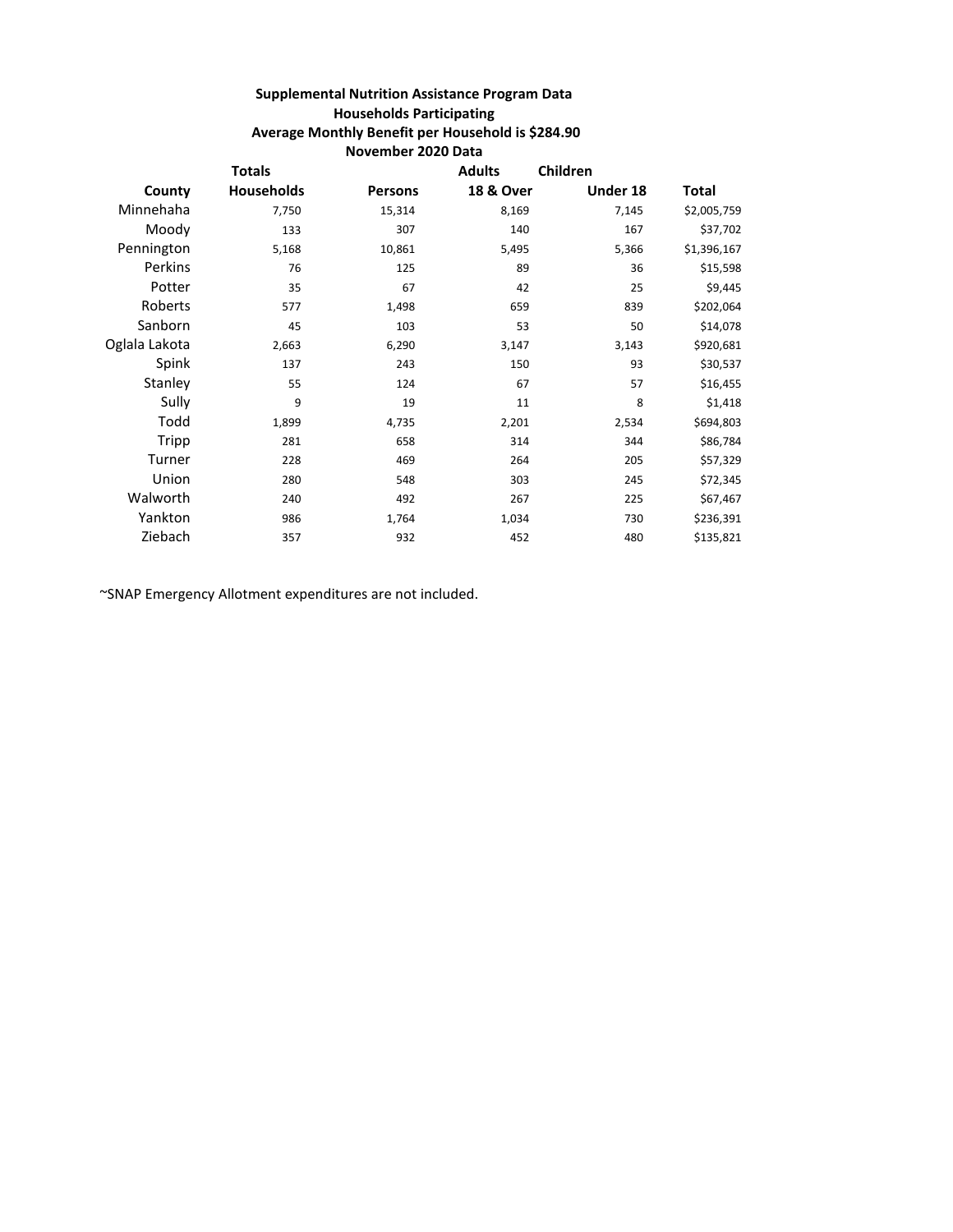**Supplemental Nutrition Assistance Program Data**
**Households Participating**
**Average Monthly Benefit per Household is $284.90**
**November 2020 Data**

| | Totals | | Adults | Children | |
|---|---|---|---|---|---|
| County | Households | Persons | 18 & Over | Under 18 | Total |
| Minnehaha | 7,750 | 15,314 | 8,169 | 7,145 | $2,005,759 |
| Moody | 133 | 307 | 140 | 167 | $37,702 |
| Pennington | 5,168 | 10,861 | 5,495 | 5,366 | $1,396,167 |
| Perkins | 76 | 125 | 89 | 36 | $15,598 |
| Potter | 35 | 67 | 42 | 25 | $9,445 |
| Roberts | 577 | 1,498 | 659 | 839 | $202,064 |
| Sanborn | 45 | 103 | 53 | 50 | $14,078 |
| Oglala Lakota | 2,663 | 6,290 | 3,147 | 3,143 | $920,681 |
| Spink | 137 | 243 | 150 | 93 | $30,537 |
| Stanley | 55 | 124 | 67 | 57 | $16,455 |
| Sully | 9 | 19 | 11 | 8 | $1,418 |
| Todd | 1,899 | 4,735 | 2,201 | 2,534 | $694,803 |
| Tripp | 281 | 658 | 314 | 344 | $86,784 |
| Turner | 228 | 469 | 264 | 205 | $57,329 |
| Union | 280 | 548 | 303 | 245 | $72,345 |
| Walworth | 240 | 492 | 267 | 225 | $67,467 |
| Yankton | 986 | 1,764 | 1,034 | 730 | $236,391 |
| Ziebach | 357 | 932 | 452 | 480 | $135,821 |

~SNAP Emergency Allotment expenditures are not included.